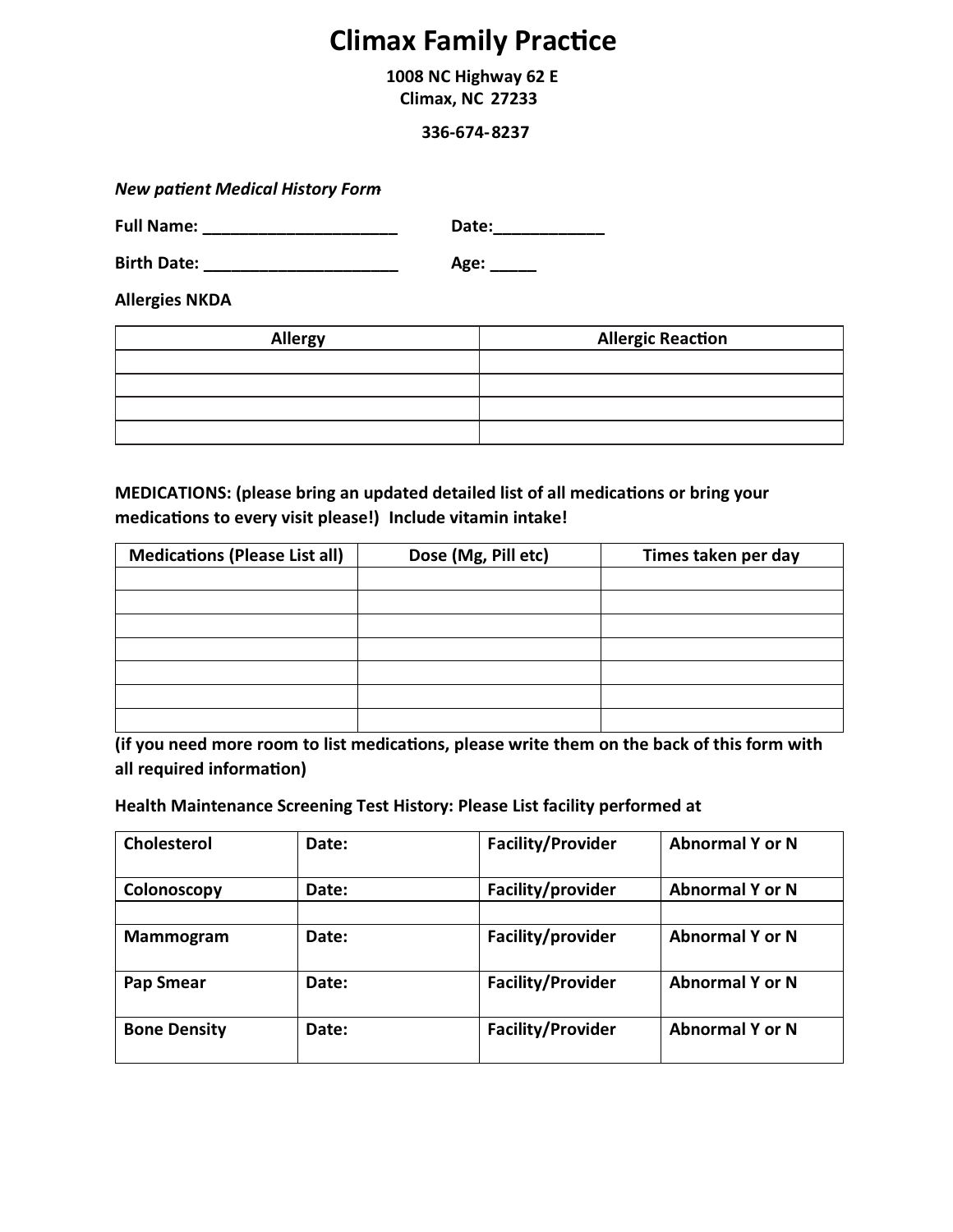# Climax Family Practice

**1008 NC Highway 62 E**
**Climax, NC 27233**

**336-674-8237**

***New patient Medical History Form***

**Full Name:** ______________________ **Date:**____________

**Birth Date:** ______________________ **Age:** _____

**Allergies NKDA**

| Allergy | Allergic Reaction |
| --- | --- |
| | |
| | |
| | |
| | |

**MEDICATIONS: (please bring an updated detailed list of all medications or bring your medications to every visit please!) Include vitamin intake!**

| Medications (Please List all) | Dose (Mg, Pill etc) | Times taken per day |
| --- | --- | --- |
| | | |
| | | |
| | | |
| | | |
| | | |
| | | |
| | | |

**(if you need more room to list medications, please write them on the back of this form with all required information)**

**Health Maintenance Screening Test History: Please List facility performed at**

| | | | |
| --- | --- | --- | --- |
| **Cholesterol** | **Date:** | **Facility/Provider** | **Abnormal Y or N** |
| **Colonoscopy** | **Date:** | **Facility/provider** | **Abnormal Y or N** |
| | | | |
| **Mammogram** | **Date:** | **Facility/provider** | **Abnormal Y or N** |
| **Pap Smear** | **Date:** | **Facility/Provider** | **Abnormal Y or N** |
| **Bone Density** | **Date:** | **Facility/Provider** | **Abnormal Y or N** |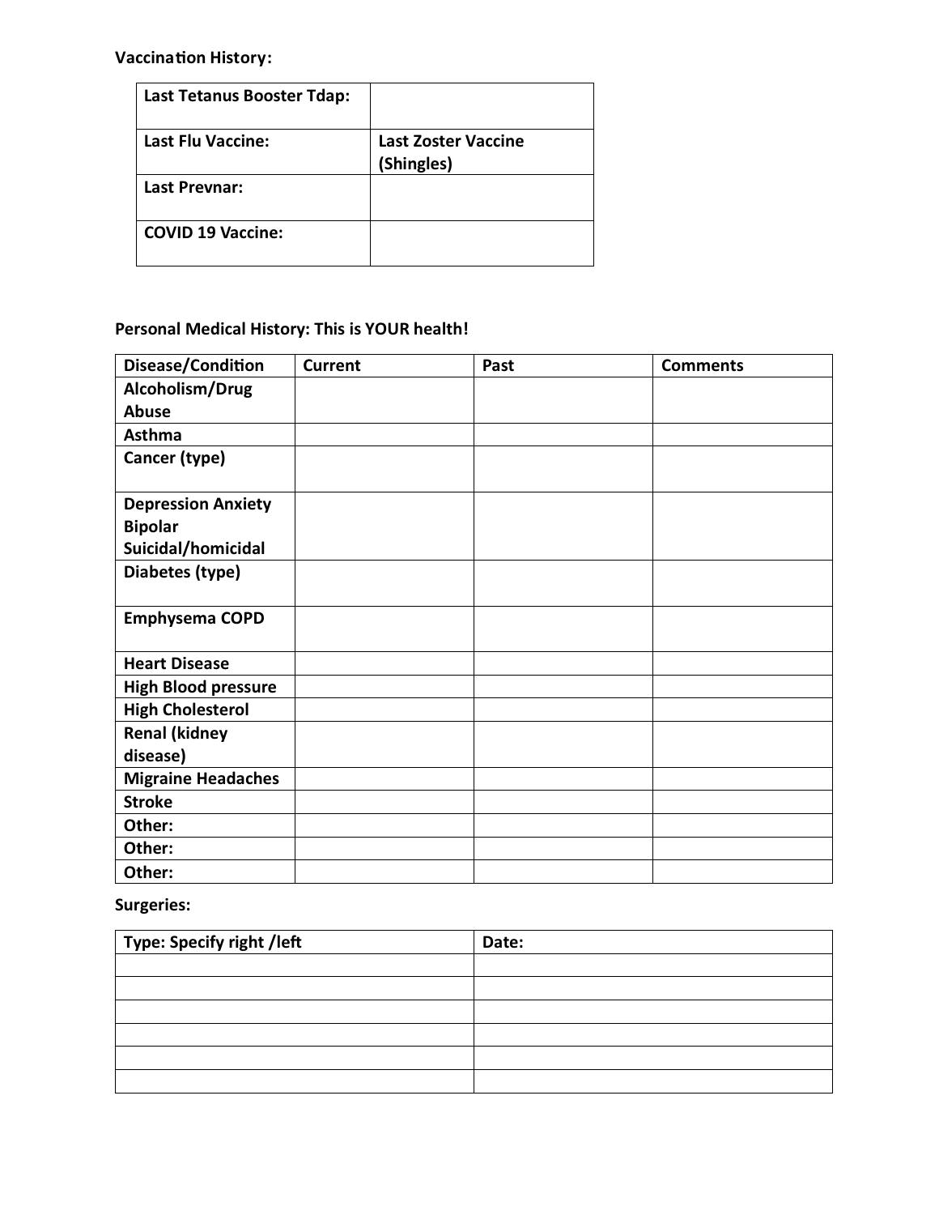**Vaccination History:**

| | |
|---|---|
| **Last Tetanus Booster Tdap:** | |
| **Last Flu Vaccine:** | **Last Zoster Vaccine (Shingles)** |
| **Last Prevnar:** | |
| **COVID 19 Vaccine:** | |

**Personal Medical History: This is YOUR health!**

| Disease/Condition | Current | Past | Comments |
|---|---|---|---|
| **Alcoholism/Drug Abuse** | | | |
| **Asthma** | | | |
| **Cancer (type)** | | | |
| **Depression Anxiety Bipolar Suicidal/homicidal** | | | |
| **Diabetes (type)** | | | |
| **Emphysema COPD** | | | |
| **Heart Disease** | | | |
| **High Blood pressure** | | | |
| **High Cholesterol** | | | |
| **Renal (kidney disease)** | | | |
| **Migraine Headaches** | | | |
| **Stroke** | | | |
| **Other:** | | | |
| **Other:** | | | |
| **Other:** | | | |

**Surgeries:**

| Type: Specify right /left | Date: |
|---|---|
| | |
| | |
| | |
| | |
| | |
| | |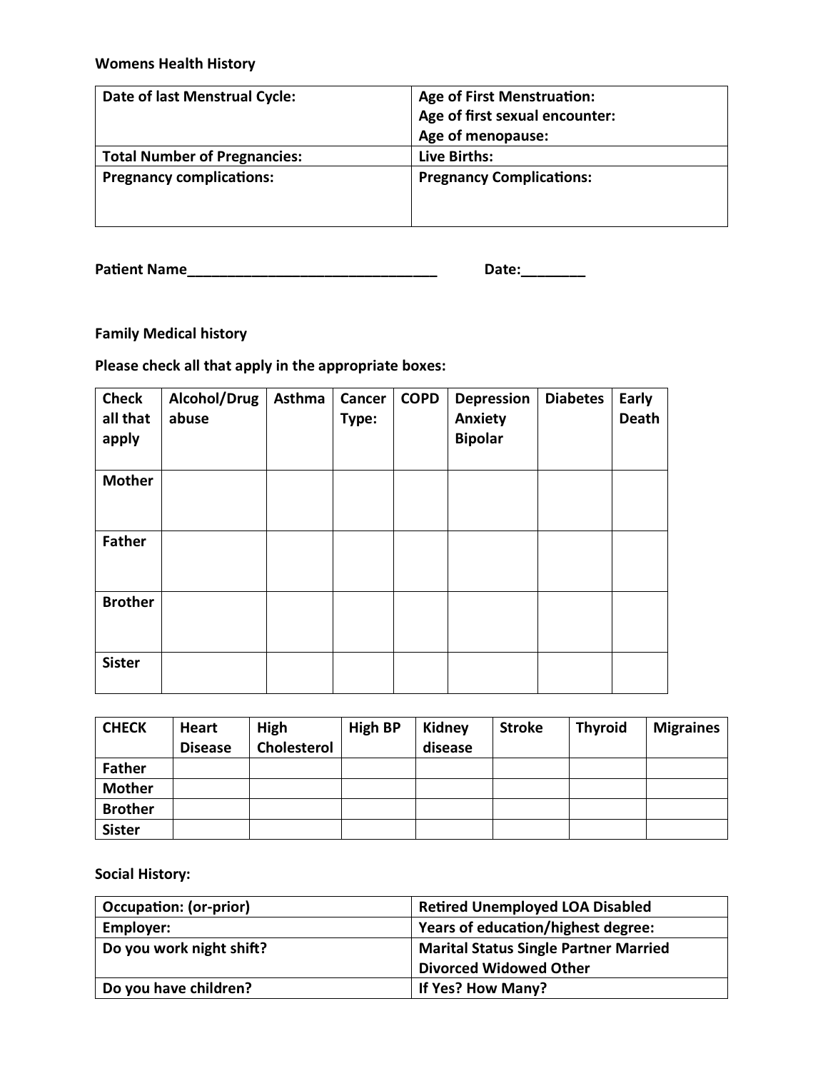**Womens Health History**

| | |
|---|---|
| **Date of last Menstrual Cycle:** | **Age of First Menstruation:**<br>**Age of first sexual encounter:**<br>**Age of menopause:** |
| **Total Number of Pregnancies:** | **Live Births:** |
| **Pregnancy complications:** | **Pregnancy Complications:** |

**Patient Name________________________________ Date:________**

**Family Medical history**

**Please check all that apply in the appropriate boxes:**

| Check all that apply | Alcohol/Drug abuse | Asthma | Cancer Type: | COPD | Depression Anxiety Bipolar | Diabetes | Early Death |
|---|---|---|---|---|---|---|---|
| **Mother** | | | | | | | |
| **Father** | | | | | | | |
| **Brother** | | | | | | | |
| **Sister** | | | | | | | |

| CHECK | Heart Disease | High Cholesterol | High BP | Kidney disease | Stroke | Thyroid | Migraines |
|---|---|---|---|---|---|---|---|
| **Father** | | | | | | | |
| **Mother** | | | | | | | |
| **Brother** | | | | | | | |
| **Sister** | | | | | | | |

**Social History:**

| | |
|---|---|
| **Occupation: (or-prior)** | **Retired Unemployed LOA Disabled** |
| **Employer:** | **Years of education/highest degree:** |
| **Do you work night shift?** | **Marital Status Single Partner Married Divorced Widowed Other** |
| **Do you have children?** | **If Yes? How Many?** |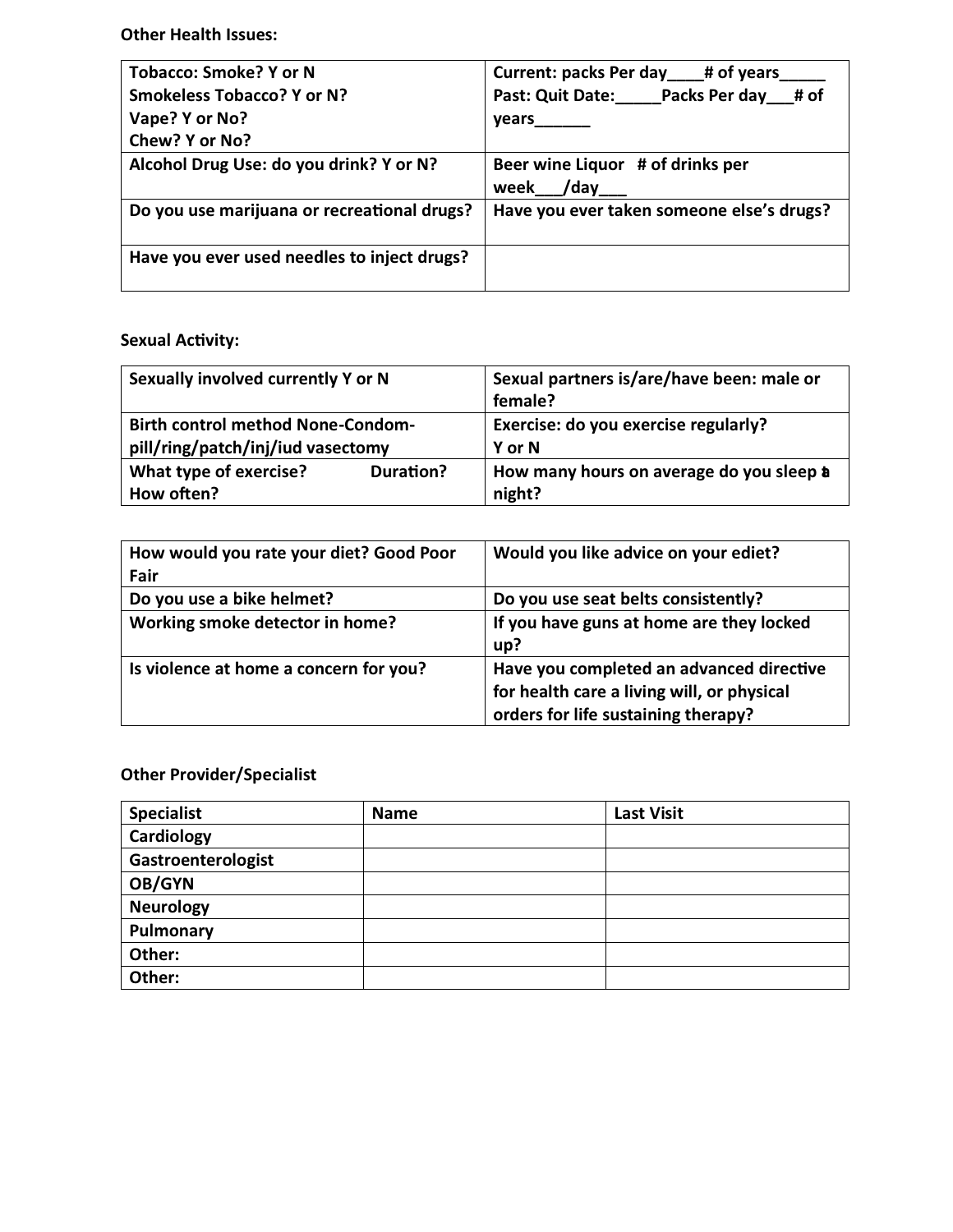**Other Health Issues:**

| | |
|---|---|
| **Tobacco: Smoke? Y or N**<br>**Smokeless Tobacco? Y or N?**<br>**Vape? Y or No?**<br>**Chew? Y or No?** | **Current: packs Per day\_\_\_\_# of years\_\_\_\_\_**<br>**Past: Quit Date:\_\_\_\_\_Packs Per day\_\_\_# of years\_\_\_\_\_\_** |
| **Alcohol Drug Use: do you drink? Y or N?** | **Beer wine Liquor # of drinks per week\_\_\_/day\_\_\_** |
| **Do you use marijuana or recreational drugs?** | **Have you ever taken someone else's drugs?** |
| **Have you ever used needles to inject drugs?** | |

**Sexual Activity:**

| | |
|---|---|
| **Sexually involved currently Y or N** | **Sexual partners is/are/have been: male or female?** |
| **Birth control method None-Condom-pill/ring/patch/inj/iud vasectomy** | **Exercise: do you exercise regularly? Y or N** |
| **What type of exercise? Duration? How often?** | **How many hours on average do you sleep a night?** |

| | |
|---|---|
| **How would you rate your diet? Good Poor Fair** | **Would you like advice on your ediet?** |
| **Do you use a bike helmet?** | **Do you use seat belts consistently?** |
| **Working smoke detector in home?** | **If you have guns at home are they locked up?** |
| **Is violence at home a concern for you?** | **Have you completed an advanced directive for health care a living will, or physical orders for life sustaining therapy?** |

**Other Provider/Specialist**

| Specialist | Name | Last Visit |
|---|---|---|
| Cardiology | | |
| Gastroenterologist | | |
| OB/GYN | | |
| Neurology | | |
| Pulmonary | | |
| Other: | | |
| Other: | | |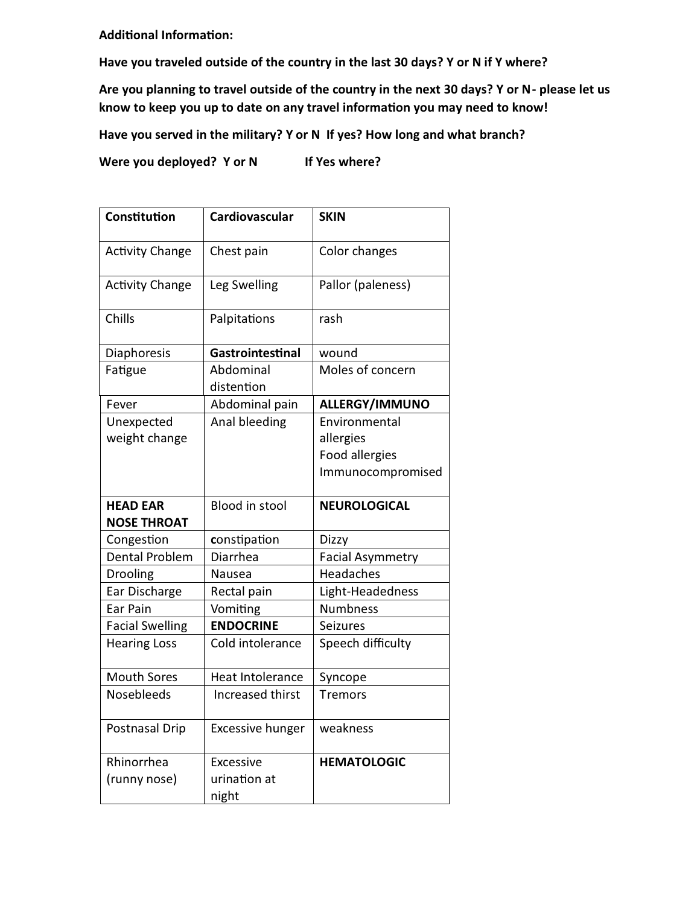**Additional Information:**

**Have you traveled outside of the country in the last 30 days? Y or N if Y where?**

**Are you planning to travel outside of the country in the next 30 days? Y or N- please let us know to keep you up to date on any travel information you may need to know!**

**Have you served in the military? Y or N If yes? How long and what branch?**

**Were you deployed? Y or N If Yes where?**

| | | |
|---|---|---|
| **Constitution** | **Cardiovascular** | **SKIN** |
| Activity Change | Chest pain | Color changes |
| Activity Change | Leg Swelling | Pallor (paleness) |
| Chills | Palpitations | rash |
| Diaphoresis | **Gastrointestinal** | wound |
| Fatigue | Abdominal distention | Moles of concern |
| Fever | Abdominal pain | **ALLERGY/IMMUNO** |
| Unexpected weight change | Anal bleeding | Environmental allergies<br>Food allergies<br>Immunocompromised |
| **HEAD EAR NOSE THROAT** | Blood in stool | **NEUROLOGICAL** |
| Congestion | constipation | Dizzy |
| Dental Problem | Diarrhea | Facial Asymmetry |
| Drooling | Nausea | Headaches |
| Ear Discharge | Rectal pain | Light-Headedness |
| Ear Pain | Vomiting | Numbness |
| Facial Swelling | **ENDOCRINE** | Seizures |
| Hearing Loss | Cold intolerance | Speech difficulty |
| Mouth Sores | Heat Intolerance | Syncope |
| Nosebleeds | Increased thirst | Tremors |
| Postnasal Drip | Excessive hunger | weakness |
| Rhinorrhea (runny nose) | Excessive urination at night | **HEMATOLOGIC** |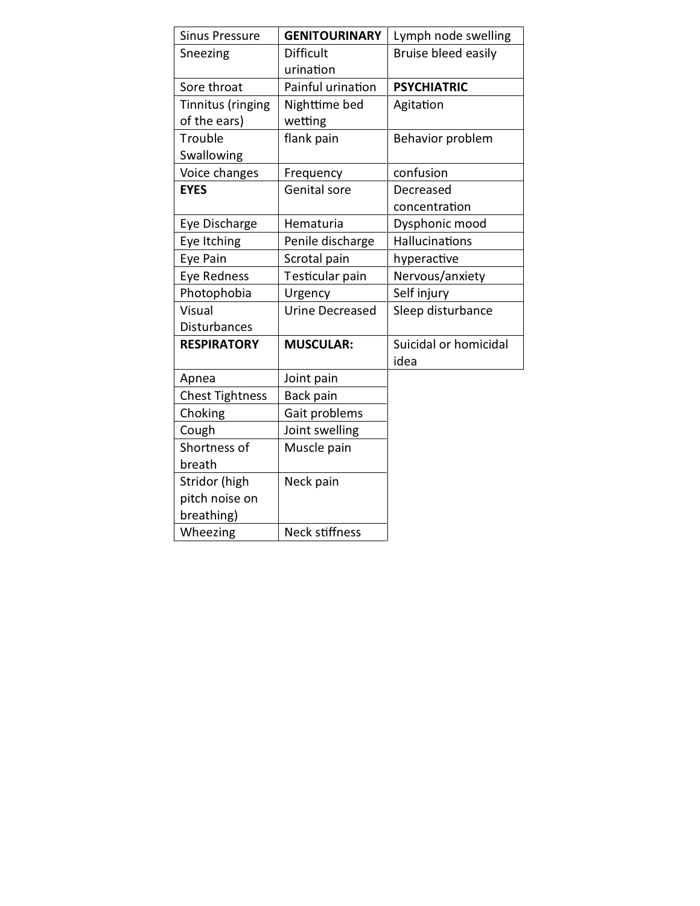| | | |
|---|---|---|
| Sinus Pressure | **GENITOURINARY** | Lymph node swelling |
| Sneezing | Difficult urination | Bruise bleed easily |
| Sore throat | Painful urination | **PSYCHIATRIC** |
| Tinnitus (ringing of the ears) | Nighttime bed wetting | Agitation |
| Trouble Swallowing | flank pain | Behavior problem |
| Voice changes | Frequency | confusion |
| **EYES** | Genital sore | Decreased concentration |
| Eye Discharge | Hematuria | Dysphonic mood |
| Eye Itching | Penile discharge | Hallucinations |
| Eye Pain | Scrotal pain | hyperactive |
| Eye Redness | Testicular pain | Nervous/anxiety |
| Photophobia | Urgency | Self injury |
| Visual Disturbances | Urine Decreased | Sleep disturbance |
| **RESPIRATORY** | **MUSCULAR:** | Suicidal or homicidal idea |
| Apnea | Joint pain | |
| Chest Tightness | Back pain | |
| Choking | Gait problems | |
| Cough | Joint swelling | |
| Shortness of breath | Muscle pain | |
| Stridor (high pitch noise on breathing) | Neck pain | |
| Wheezing | Neck stiffness | |